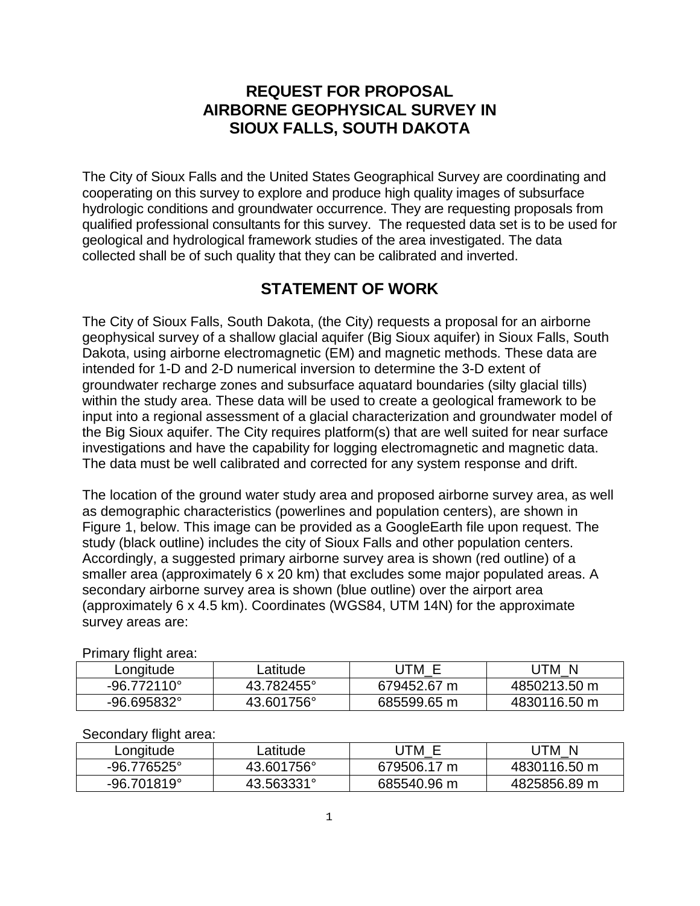# REQUEST FOR PROPOSAL
# AIRBORNE GEOPHYSICAL SURVEY IN SIOUX FALLS, SOUTH DAKOTA

The City of Sioux Falls and the United States Geographical Survey are coordinating and cooperating on this survey to explore and produce high quality images of subsurface hydrologic conditions and groundwater occurrence. They are requesting proposals from qualified professional consultants for this survey. The requested data set is to be used for geological and hydrological framework studies of the area investigated. The data collected shall be of such quality that they can be calibrated and inverted.

## STATEMENT OF WORK

The City of Sioux Falls, South Dakota, (the City) requests a proposal for an airborne geophysical survey of a shallow glacial aquifer (Big Sioux aquifer) in Sioux Falls, South Dakota, using airborne electromagnetic (EM) and magnetic methods. These data are intended for 1-D and 2-D numerical inversion to determine the 3-D extent of groundwater recharge zones and subsurface aquatard boundaries (silty glacial tills) within the study area. These data will be used to create a geological framework to be input into a regional assessment of a glacial characterization and groundwater model of the Big Sioux aquifer. The City requires platform(s) that are well suited for near surface investigations and have the capability for logging electromagnetic and magnetic data. The data must be well calibrated and corrected for any system response and drift.

The location of the ground water study area and proposed airborne survey area, as well as demographic characteristics (powerlines and population centers), are shown in Figure 1, below. This image can be provided as a GoogleEarth file upon request. The study (black outline) includes the city of Sioux Falls and other population centers. Accordingly, a suggested primary airborne survey area is shown (red outline) of a smaller area (approximately 6 x 20 km) that excludes some major populated areas. A secondary airborne survey area is shown (blue outline) over the airport area (approximately 6 x 4.5 km). Coordinates (WGS84, UTM 14N) for the approximate survey areas are:

Primary flight area:

| Longitude | Latitude | UTM_E | UTM_N |
|---|---|---|---|
| -96.772110° | 43.782455° | 679452.67 m | 4850213.50 m |
| -96.695832° | 43.601756° | 685599.65 m | 4830116.50 m |

Secondary flight area:

| Longitude | Latitude | UTM_E | UTM_N |
|---|---|---|---|
| -96.776525° | 43.601756° | 679506.17 m | 4830116.50 m |
| -96.701819° | 43.563331° | 685540.96 m | 4825856.89 m |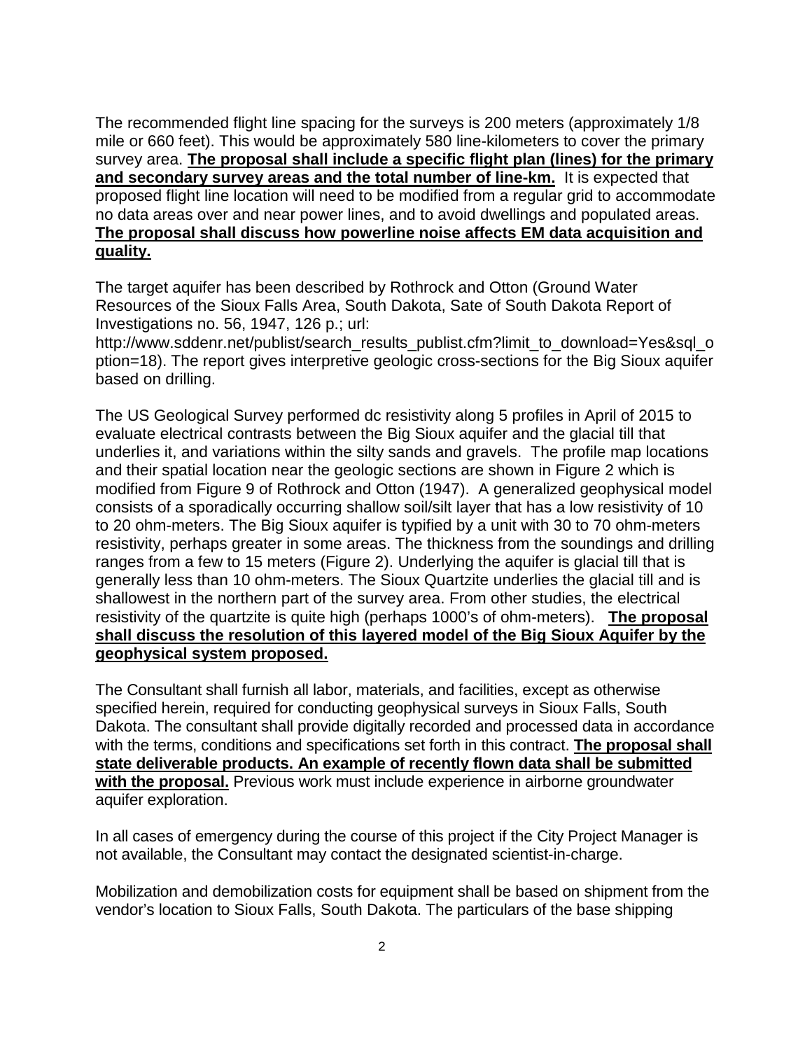The recommended flight line spacing for the surveys is 200 meters (approximately 1/8 mile or 660 feet). This would be approximately 580 line-kilometers to cover the primary survey area. **<u>The proposal shall include a specific flight plan (lines) for the primary and secondary survey areas and the total number of line-km.</u>** It is expected that proposed flight line location will need to be modified from a regular grid to accommodate no data areas over and near power lines, and to avoid dwellings and populated areas. **<u>The proposal shall discuss how powerline noise affects EM data acquisition and quality.</u>**

The target aquifer has been described by Rothrock and Otton (Ground Water Resources of the Sioux Falls Area, South Dakota, Sate of South Dakota Report of Investigations no. 56, 1947, 126 p.; url: http://www.sddenr.net/publist/search_results_publist.cfm?limit_to_download=Yes&sql_option=18). The report gives interpretive geologic cross-sections for the Big Sioux aquifer based on drilling.

The US Geological Survey performed dc resistivity along 5 profiles in April of 2015 to evaluate electrical contrasts between the Big Sioux aquifer and the glacial till that underlies it, and variations within the silty sands and gravels. The profile map locations and their spatial location near the geologic sections are shown in Figure 2 which is modified from Figure 9 of Rothrock and Otton (1947). A generalized geophysical model consists of a sporadically occurring shallow soil/silt layer that has a low resistivity of 10 to 20 ohm-meters. The Big Sioux aquifer is typified by a unit with 30 to 70 ohm-meters resistivity, perhaps greater in some areas. The thickness from the soundings and drilling ranges from a few to 15 meters (Figure 2). Underlying the aquifer is glacial till that is generally less than 10 ohm-meters. The Sioux Quartzite underlies the glacial till and is shallowest in the northern part of the survey area. From other studies, the electrical resistivity of the quartzite is quite high (perhaps 1000's of ohm-meters). **<u>The proposal shall discuss the resolution of this layered model of the Big Sioux Aquifer by the geophysical system proposed.</u>**

The Consultant shall furnish all labor, materials, and facilities, except as otherwise specified herein, required for conducting geophysical surveys in Sioux Falls, South Dakota. The consultant shall provide digitally recorded and processed data in accordance with the terms, conditions and specifications set forth in this contract. **<u>The proposal shall state deliverable products. An example of recently flown data shall be submitted with the proposal.</u>** Previous work must include experience in airborne groundwater aquifer exploration.

In all cases of emergency during the course of this project if the City Project Manager is not available, the Consultant may contact the designated scientist-in-charge.

Mobilization and demobilization costs for equipment shall be based on shipment from the vendor's location to Sioux Falls, South Dakota. The particulars of the base shipping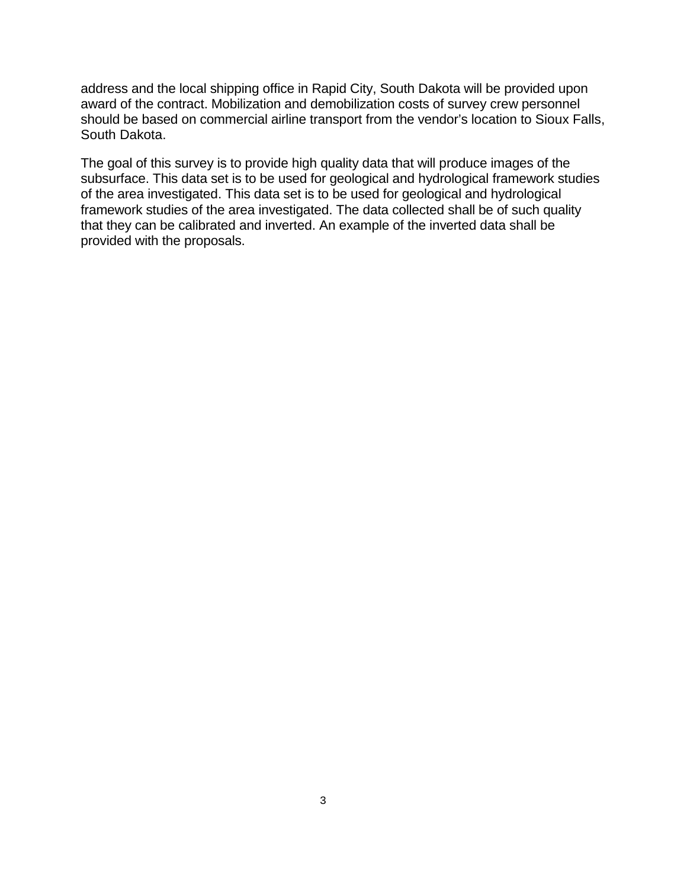address and the local shipping office in Rapid City, South Dakota will be provided upon award of the contract. Mobilization and demobilization costs of survey crew personnel should be based on commercial airline transport from the vendor's location to Sioux Falls, South Dakota.

The goal of this survey is to provide high quality data that will produce images of the subsurface. This data set is to be used for geological and hydrological framework studies of the area investigated. This data set is to be used for geological and hydrological framework studies of the area investigated. The data collected shall be of such quality that they can be calibrated and inverted. An example of the inverted data shall be provided with the proposals.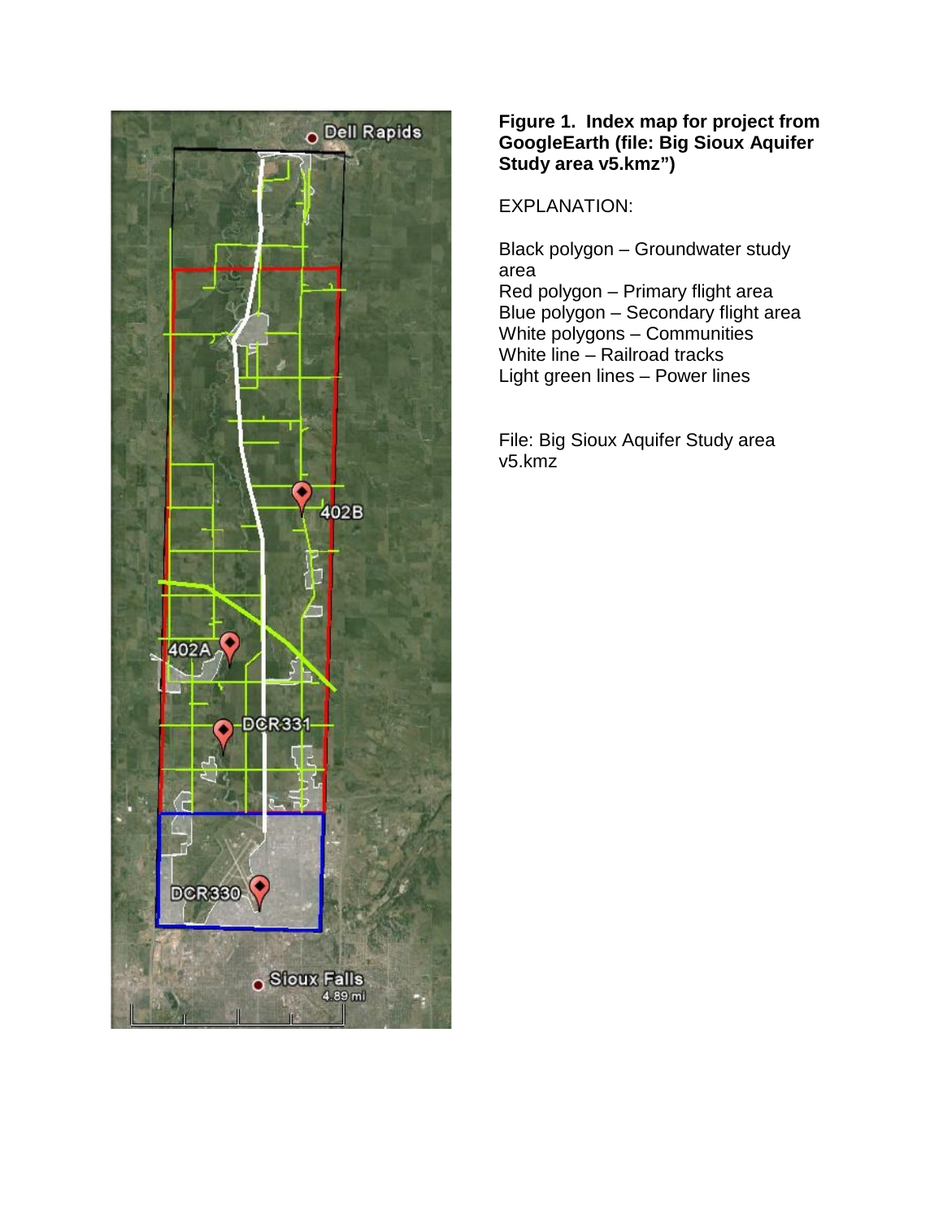**Figure 1. Index map for project from GoogleEarth (file: Big Sioux Aquifer Study area v5.kmz")**

EXPLANATION:

Black polygon – Groundwater study area
Red polygon – Primary flight area
Blue polygon – Secondary flight area
White polygons – Communities
White line – Railroad tracks
Light green lines – Power lines

File: Big Sioux Aquifer Study area v5.kmz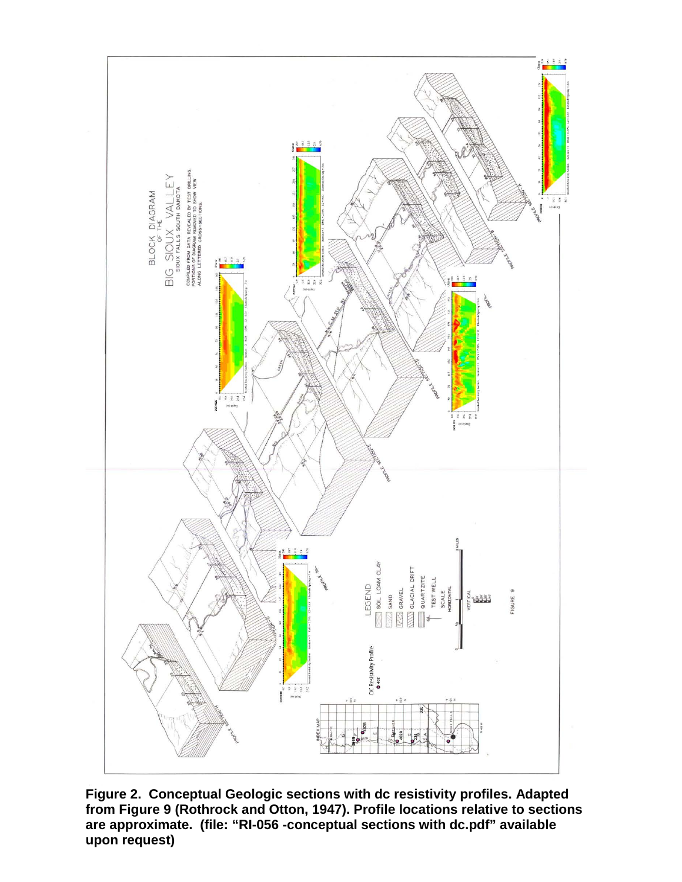**Figure 2. Conceptual Geologic sections with dc resistivity profiles. Adapted from Figure 9 (Rothrock and Otton, 1947). Profile locations relative to sections are approximate. (file: "RI-056 -conceptual sections with dc.pdf" available upon request)**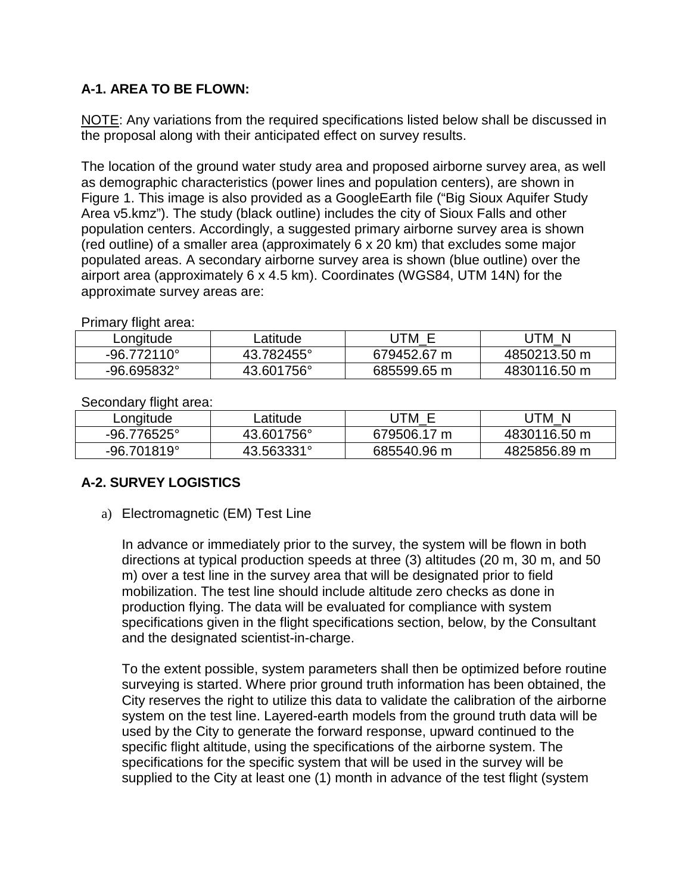## A-1. AREA TO BE FLOWN:

NOTE: Any variations from the required specifications listed below shall be discussed in the proposal along with their anticipated effect on survey results.

The location of the ground water study area and proposed airborne survey area, as well as demographic characteristics (power lines and population centers), are shown in Figure 1. This image is also provided as a GoogleEarth file ("Big Sioux Aquifer Study Area v5.kmz"). The study (black outline) includes the city of Sioux Falls and other population centers. Accordingly, a suggested primary airborne survey area is shown (red outline) of a smaller area (approximately 6 x 20 km) that excludes some major populated areas. A secondary airborne survey area is shown (blue outline) over the airport area (approximately 6 x 4.5 km). Coordinates (WGS84, UTM 14N) for the approximate survey areas are:

Primary flight area:

| Longitude | Latitude | UTM_E | UTM_N |
|---|---|---|---|
| -96.772110° | 43.782455° | 679452.67 m | 4850213.50 m |
| -96.695832° | 43.601756° | 685599.65 m | 4830116.50 m |

Secondary flight area:

| Longitude | Latitude | UTM_E | UTM_N |
|---|---|---|---|
| -96.776525° | 43.601756° | 679506.17 m | 4830116.50 m |
| -96.701819° | 43.563331° | 685540.96 m | 4825856.89 m |

## A-2. SURVEY LOGISTICS

a) Electromagnetic (EM) Test Line

In advance or immediately prior to the survey, the system will be flown in both directions at typical production speeds at three (3) altitudes (20 m, 30 m, and 50 m) over a test line in the survey area that will be designated prior to field mobilization. The test line should include altitude zero checks as done in production flying. The data will be evaluated for compliance with system specifications given in the flight specifications section, below, by the Consultant and the designated scientist-in-charge.

To the extent possible, system parameters shall then be optimized before routine surveying is started. Where prior ground truth information has been obtained, the City reserves the right to utilize this data to validate the calibration of the airborne system on the test line. Layered-earth models from the ground truth data will be used by the City to generate the forward response, upward continued to the specific flight altitude, using the specifications of the airborne system. The specifications for the specific system that will be used in the survey will be supplied to the City at least one (1) month in advance of the test flight (system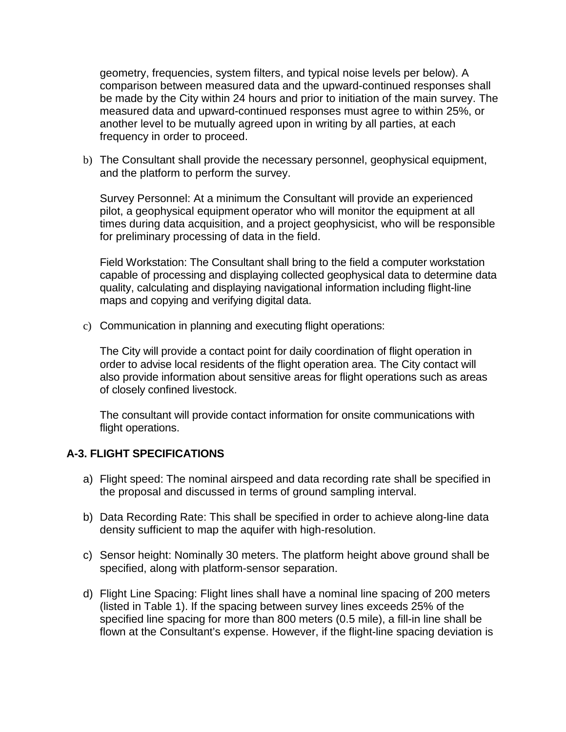geometry, frequencies, system filters, and typical noise levels per below). A comparison between measured data and the upward-continued responses shall be made by the City within 24 hours and prior to initiation of the main survey. The measured data and upward-continued responses must agree to within 25%, or another level to be mutually agreed upon in writing by all parties, at each frequency in order to proceed.

b) The Consultant shall provide the necessary personnel, geophysical equipment, and the platform to perform the survey.

   Survey Personnel: At a minimum the Consultant will provide an experienced pilot, a geophysical equipment operator who will monitor the equipment at all times during data acquisition, and a project geophysicist, who will be responsible for preliminary processing of data in the field.

   Field Workstation: The Consultant shall bring to the field a computer workstation capable of processing and displaying collected geophysical data to determine data quality, calculating and displaying navigational information including flight-line maps and copying and verifying digital data.

c) Communication in planning and executing flight operations:

   The City will provide a contact point for daily coordination of flight operation in order to advise local residents of the flight operation area. The City contact will also provide information about sensitive areas for flight operations such as areas of closely confined livestock.

   The consultant will provide contact information for onsite communications with flight operations.

## A-3. FLIGHT SPECIFICATIONS

a) Flight speed: The nominal airspeed and data recording rate shall be specified in the proposal and discussed in terms of ground sampling interval.

b) Data Recording Rate: This shall be specified in order to achieve along-line data density sufficient to map the aquifer with high-resolution.

c) Sensor height: Nominally 30 meters. The platform height above ground shall be specified, along with platform-sensor separation.

d) Flight Line Spacing: Flight lines shall have a nominal line spacing of 200 meters (listed in Table 1). If the spacing between survey lines exceeds 25% of the specified line spacing for more than 800 meters (0.5 mile), a fill-in line shall be flown at the Consultant's expense. However, if the flight-line spacing deviation is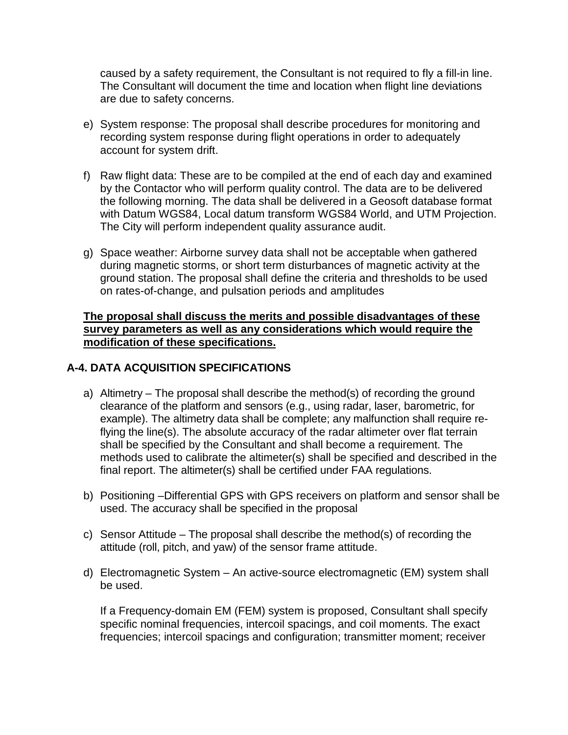caused by a safety requirement, the Consultant is not required to fly a fill-in line. The Consultant will document the time and location when flight line deviations are due to safety concerns.

e) System response: The proposal shall describe procedures for monitoring and recording system response during flight operations in order to adequately account for system drift.

f) Raw flight data: These are to be compiled at the end of each day and examined by the Contactor who will perform quality control. The data are to be delivered the following morning. The data shall be delivered in a Geosoft database format with Datum WGS84, Local datum transform WGS84 World, and UTM Projection. The City will perform independent quality assurance audit.

g) Space weather: Airborne survey data shall not be acceptable when gathered during magnetic storms, or short term disturbances of magnetic activity at the ground station. The proposal shall define the criteria and thresholds to be used on rates-of-change, and pulsation periods and amplitudes

<u>**The proposal shall discuss the merits and possible disadvantages of these survey parameters as well as any considerations which would require the modification of these specifications.**</u>

## A-4. DATA ACQUISITION SPECIFICATIONS

a) Altimetry – The proposal shall describe the method(s) of recording the ground clearance of the platform and sensors (e.g., using radar, laser, barometric, for example). The altimetry data shall be complete; any malfunction shall require re-flying the line(s). The absolute accuracy of the radar altimeter over flat terrain shall be specified by the Consultant and shall become a requirement. The methods used to calibrate the altimeter(s) shall be specified and described in the final report. The altimeter(s) shall be certified under FAA regulations.

b) Positioning –Differential GPS with GPS receivers on platform and sensor shall be used. The accuracy shall be specified in the proposal

c) Sensor Attitude – The proposal shall describe the method(s) of recording the attitude (roll, pitch, and yaw) of the sensor frame attitude.

d) Electromagnetic System – An active-source electromagnetic (EM) system shall be used.

   If a Frequency-domain EM (FEM) system is proposed, Consultant shall specify specific nominal frequencies, intercoil spacings, and coil moments. The exact frequencies; intercoil spacings and configuration; transmitter moment; receiver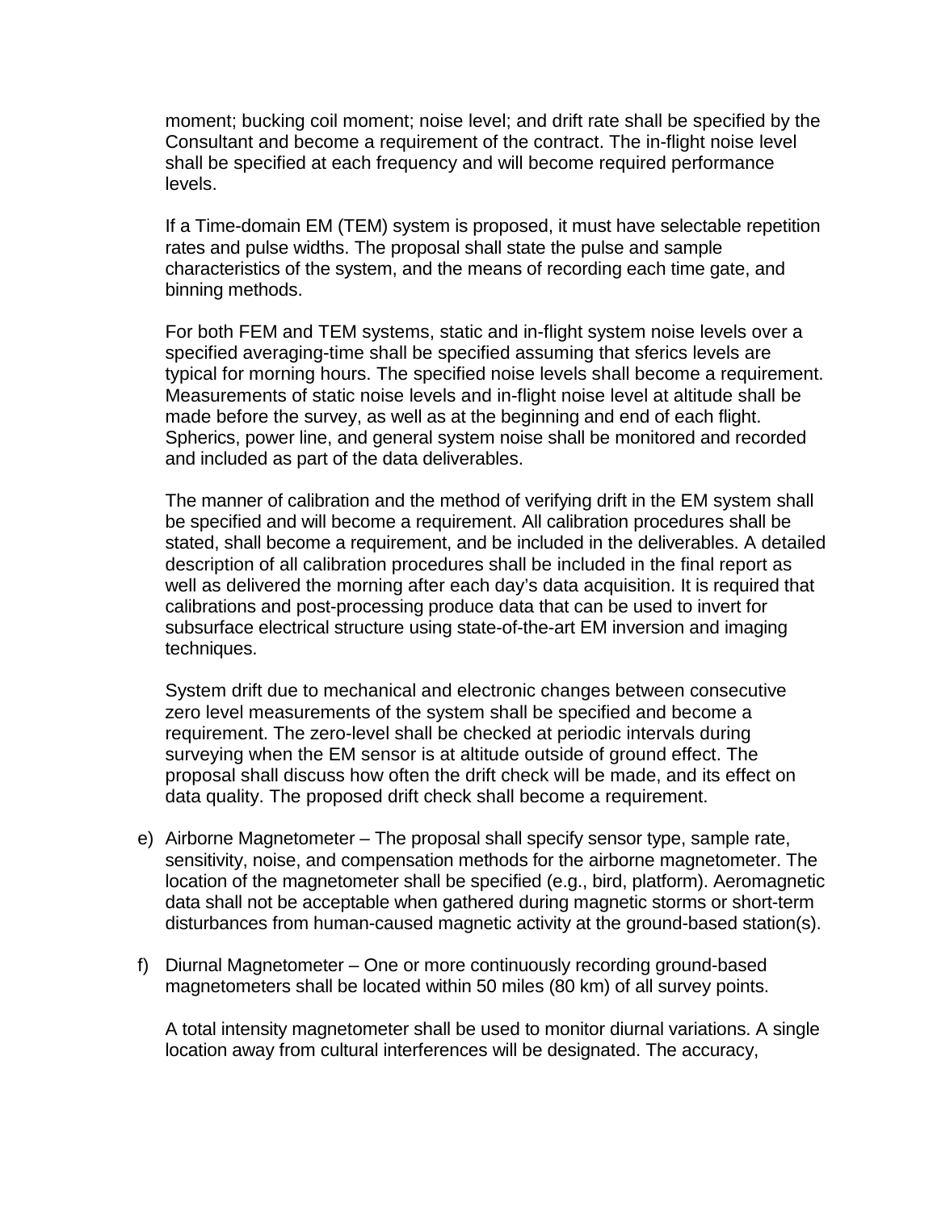moment; bucking coil moment; noise level; and drift rate shall be specified by the Consultant and become a requirement of the contract. The in-flight noise level shall be specified at each frequency and will become required performance levels.

If a Time-domain EM (TEM) system is proposed, it must have selectable repetition rates and pulse widths. The proposal shall state the pulse and sample characteristics of the system, and the means of recording each time gate, and binning methods.

For both FEM and TEM systems, static and in-flight system noise levels over a specified averaging-time shall be specified assuming that sferics levels are typical for morning hours. The specified noise levels shall become a requirement. Measurements of static noise levels and in-flight noise level at altitude shall be made before the survey, as well as at the beginning and end of each flight. Spherics, power line, and general system noise shall be monitored and recorded and included as part of the data deliverables.

The manner of calibration and the method of verifying drift in the EM system shall be specified and will become a requirement. All calibration procedures shall be stated, shall become a requirement, and be included in the deliverables. A detailed description of all calibration procedures shall be included in the final report as well as delivered the morning after each day's data acquisition. It is required that calibrations and post-processing produce data that can be used to invert for subsurface electrical structure using state-of-the-art EM inversion and imaging techniques.

System drift due to mechanical and electronic changes between consecutive zero level measurements of the system shall be specified and become a requirement. The zero-level shall be checked at periodic intervals during surveying when the EM sensor is at altitude outside of ground effect. The proposal shall discuss how often the drift check will be made, and its effect on data quality. The proposed drift check shall become a requirement.

e) Airborne Magnetometer – The proposal shall specify sensor type, sample rate, sensitivity, noise, and compensation methods for the airborne magnetometer. The location of the magnetometer shall be specified (e.g., bird, platform). Aeromagnetic data shall not be acceptable when gathered during magnetic storms or short-term disturbances from human-caused magnetic activity at the ground-based station(s).

f) Diurnal Magnetometer – One or more continuously recording ground-based magnetometers shall be located within 50 miles (80 km) of all survey points.

A total intensity magnetometer shall be used to monitor diurnal variations. A single location away from cultural interferences will be designated. The accuracy,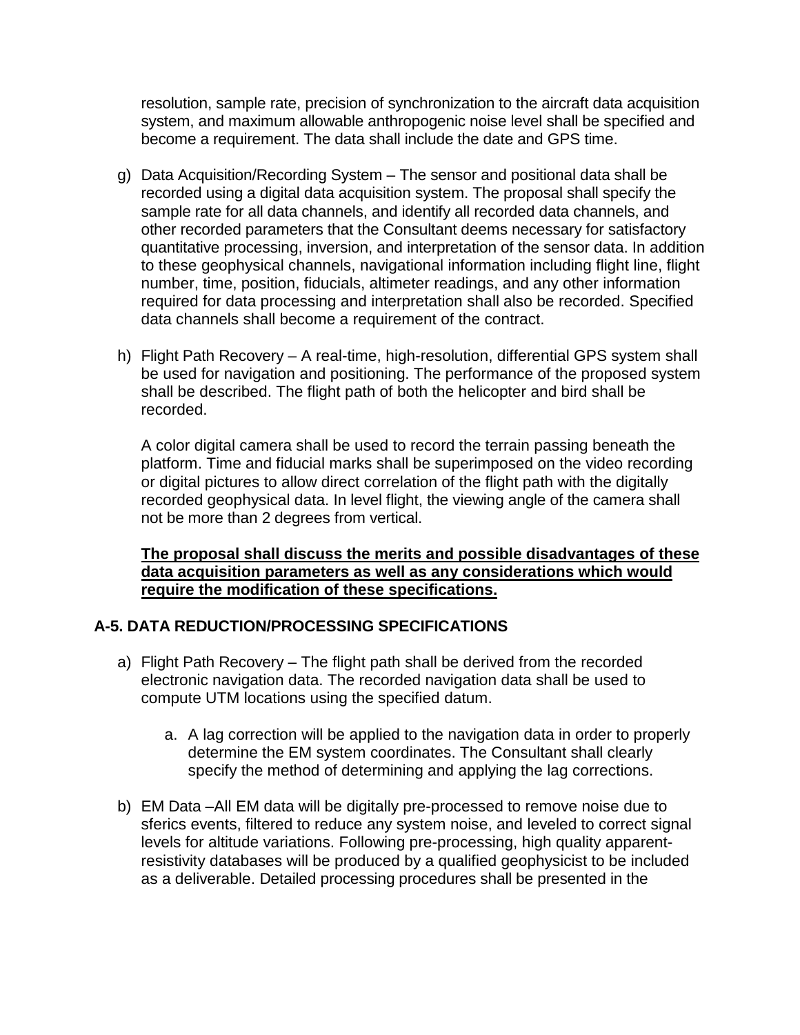resolution, sample rate, precision of synchronization to the aircraft data acquisition system, and maximum allowable anthropogenic noise level shall be specified and become a requirement. The data shall include the date and GPS time.

g) Data Acquisition/Recording System – The sensor and positional data shall be recorded using a digital data acquisition system. The proposal shall specify the sample rate for all data channels, and identify all recorded data channels, and other recorded parameters that the Consultant deems necessary for satisfactory quantitative processing, inversion, and interpretation of the sensor data. In addition to these geophysical channels, navigational information including flight line, flight number, time, position, fiducials, altimeter readings, and any other information required for data processing and interpretation shall also be recorded. Specified data channels shall become a requirement of the contract.

h) Flight Path Recovery – A real-time, high-resolution, differential GPS system shall be used for navigation and positioning. The performance of the proposed system shall be described. The flight path of both the helicopter and bird shall be recorded.

   A color digital camera shall be used to record the terrain passing beneath the platform. Time and fiducial marks shall be superimposed on the video recording or digital pictures to allow direct correlation of the flight path with the digitally recorded geophysical data. In level flight, the viewing angle of the camera shall not be more than 2 degrees from vertical.

   **<u>The proposal shall discuss the merits and possible disadvantages of these data acquisition parameters as well as any considerations which would require the modification of these specifications.</u>**

## A-5. DATA REDUCTION/PROCESSING SPECIFICATIONS

a) Flight Path Recovery – The flight path shall be derived from the recorded electronic navigation data. The recorded navigation data shall be used to compute UTM locations using the specified datum.

   a. A lag correction will be applied to the navigation data in order to properly determine the EM system coordinates. The Consultant shall clearly specify the method of determining and applying the lag corrections.

b) EM Data –All EM data will be digitally pre-processed to remove noise due to sferics events, filtered to reduce any system noise, and leveled to correct signal levels for altitude variations. Following pre-processing, high quality apparent-resistivity databases will be produced by a qualified geophysicist to be included as a deliverable. Detailed processing procedures shall be presented in the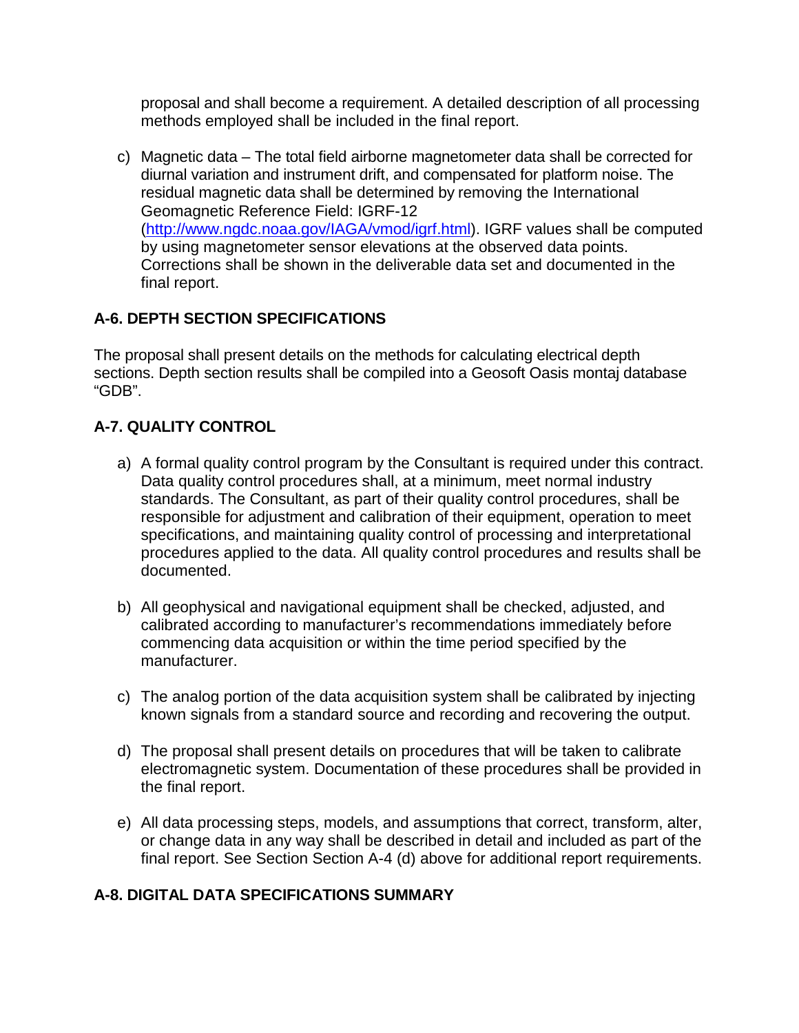proposal and shall become a requirement. A detailed description of all processing methods employed shall be included in the final report.

c) Magnetic data – The total field airborne magnetometer data shall be corrected for diurnal variation and instrument drift, and compensated for platform noise. The residual magnetic data shall be determined by removing the International Geomagnetic Reference Field: IGRF-12 ([http://www.ngdc.noaa.gov/IAGA/vmod/igrf.html](http://www.ngdc.noaa.gov/IAGA/vmod/igrf.html)). IGRF values shall be computed by using magnetometer sensor elevations at the observed data points. Corrections shall be shown in the deliverable data set and documented in the final report.

## A-6. DEPTH SECTION SPECIFICATIONS

The proposal shall present details on the methods for calculating electrical depth sections. Depth section results shall be compiled into a Geosoft Oasis montaj database "GDB".

## A-7. QUALITY CONTROL

a) A formal quality control program by the Consultant is required under this contract. Data quality control procedures shall, at a minimum, meet normal industry standards. The Consultant, as part of their quality control procedures, shall be responsible for adjustment and calibration of their equipment, operation to meet specifications, and maintaining quality control of processing and interpretational procedures applied to the data. All quality control procedures and results shall be documented.

b) All geophysical and navigational equipment shall be checked, adjusted, and calibrated according to manufacturer's recommendations immediately before commencing data acquisition or within the time period specified by the manufacturer.

c) The analog portion of the data acquisition system shall be calibrated by injecting known signals from a standard source and recording and recovering the output.

d) The proposal shall present details on procedures that will be taken to calibrate electromagnetic system. Documentation of these procedures shall be provided in the final report.

e) All data processing steps, models, and assumptions that correct, transform, alter, or change data in any way shall be described in detail and included as part of the final report. See Section Section A-4 (d) above for additional report requirements.

## A-8. DIGITAL DATA SPECIFICATIONS SUMMARY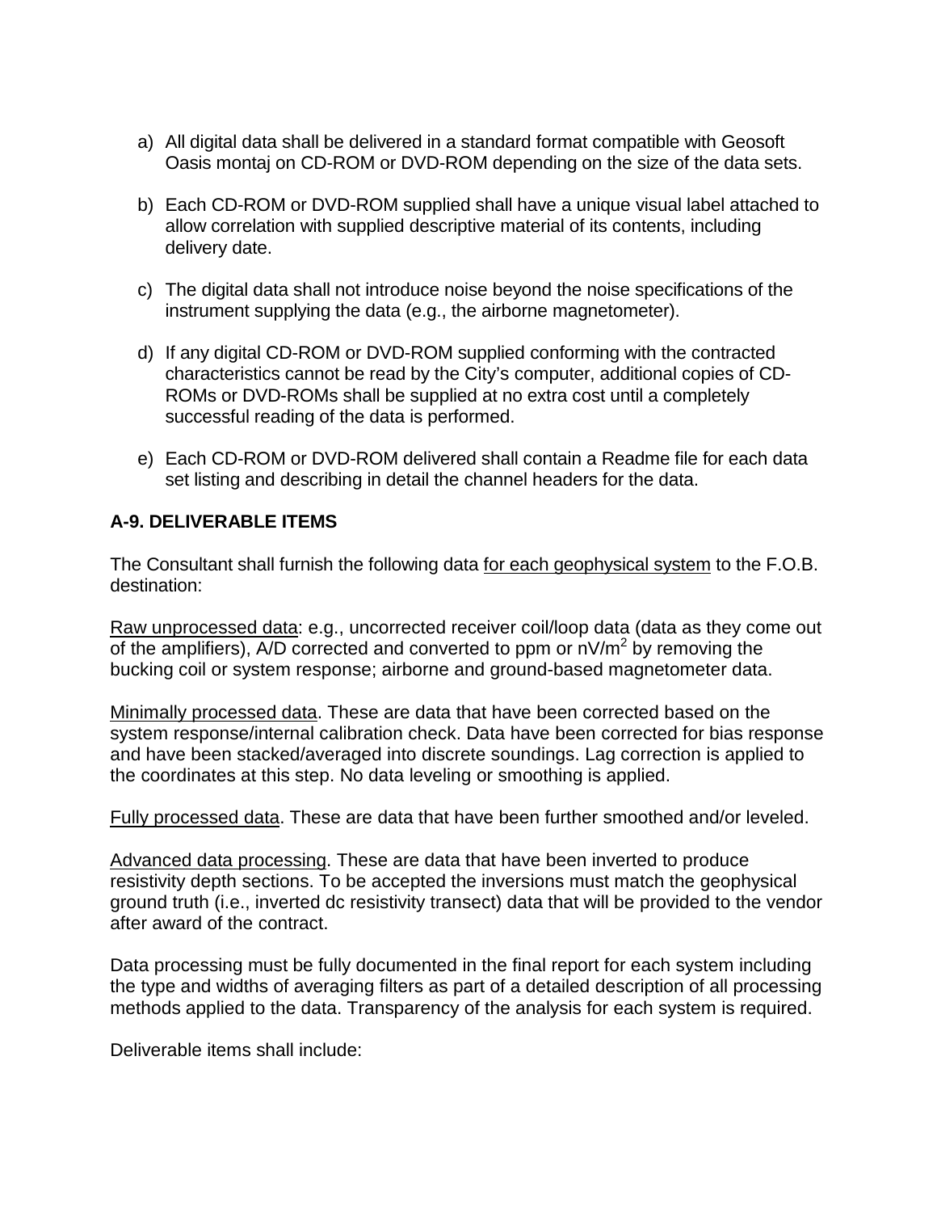a) All digital data shall be delivered in a standard format compatible with Geosoft Oasis montaj on CD-ROM or DVD-ROM depending on the size of the data sets.

b) Each CD-ROM or DVD-ROM supplied shall have a unique visual label attached to allow correlation with supplied descriptive material of its contents, including delivery date.

c) The digital data shall not introduce noise beyond the noise specifications of the instrument supplying the data (e.g., the airborne magnetometer).

d) If any digital CD-ROM or DVD-ROM supplied conforming with the contracted characteristics cannot be read by the City's computer, additional copies of CD-ROMs or DVD-ROMs shall be supplied at no extra cost until a completely successful reading of the data is performed.

e) Each CD-ROM or DVD-ROM delivered shall contain a Readme file for each data set listing and describing in detail the channel headers for the data.

### A-9. DELIVERABLE ITEMS

The Consultant shall furnish the following data for each geophysical system to the F.O.B. destination:

Raw unprocessed data: e.g., uncorrected receiver coil/loop data (data as they come out of the amplifiers), A/D corrected and converted to ppm or $nV/m^2$ by removing the bucking coil or system response; airborne and ground-based magnetometer data.

Minimally processed data. These are data that have been corrected based on the system response/internal calibration check. Data have been corrected for bias response and have been stacked/averaged into discrete soundings. Lag correction is applied to the coordinates at this step. No data leveling or smoothing is applied.

Fully processed data. These are data that have been further smoothed and/or leveled.

Advanced data processing. These are data that have been inverted to produce resistivity depth sections. To be accepted the inversions must match the geophysical ground truth (i.e., inverted dc resistivity transect) data that will be provided to the vendor after award of the contract.

Data processing must be fully documented in the final report for each system including the type and widths of averaging filters as part of a detailed description of all processing methods applied to the data. Transparency of the analysis for each system is required.

Deliverable items shall include: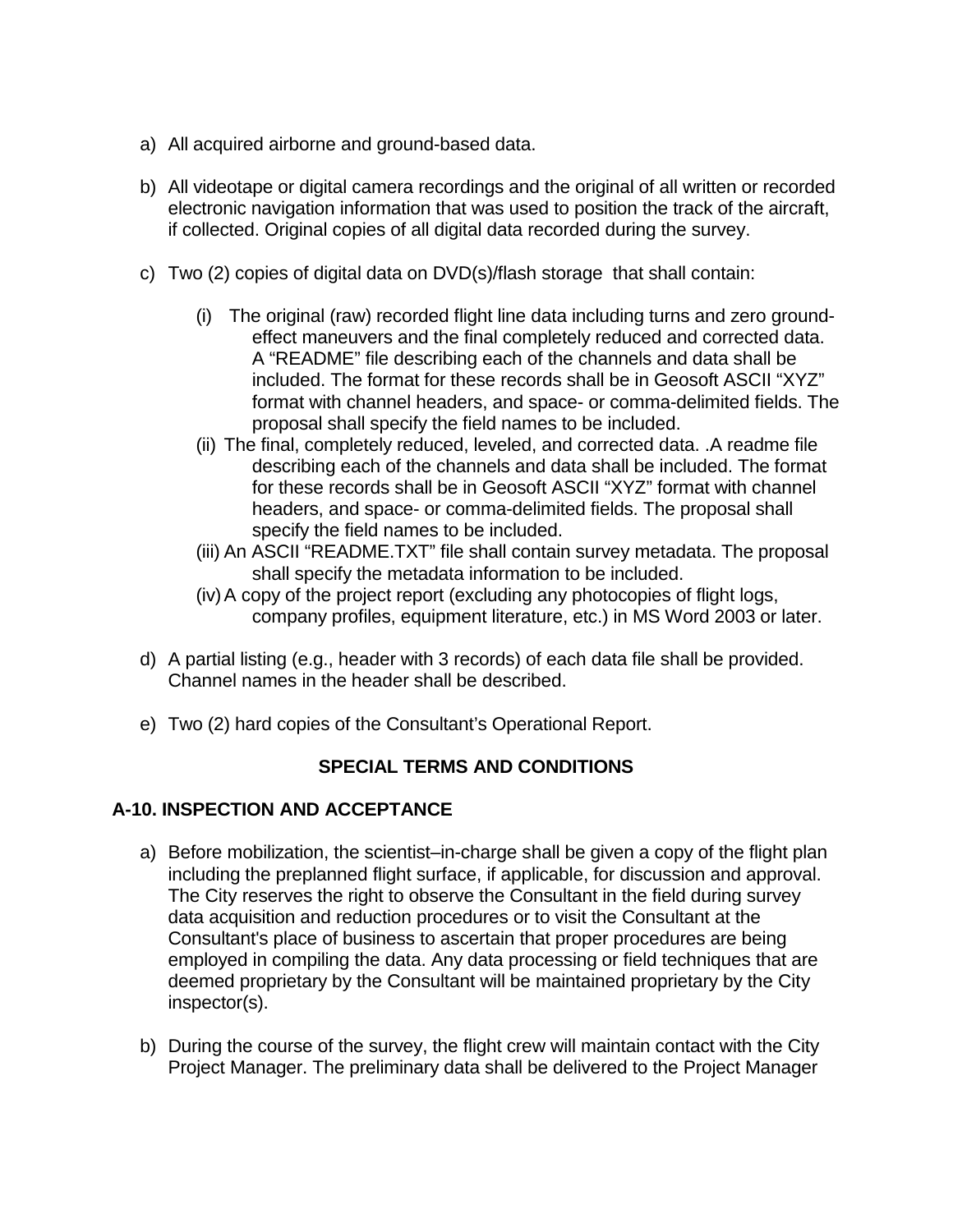a) All acquired airborne and ground-based data.

b) All videotape or digital camera recordings and the original of all written or recorded electronic navigation information that was used to position the track of the aircraft, if collected. Original copies of all digital data recorded during the survey.

c) Two (2) copies of digital data on DVD(s)/flash storage that shall contain:

    (i) The original (raw) recorded flight line data including turns and zero ground-effect maneuvers and the final completely reduced and corrected data. A "README" file describing each of the channels and data shall be included. The format for these records shall be in Geosoft ASCII "XYZ" format with channel headers, and space- or comma-delimited fields. The proposal shall specify the field names to be included.
    (ii) The final, completely reduced, leveled, and corrected data. .A readme file describing each of the channels and data shall be included. The format for these records shall be in Geosoft ASCII "XYZ" format with channel headers, and space- or comma-delimited fields. The proposal shall specify the field names to be included.
    (iii) An ASCII "README.TXT" file shall contain survey metadata. The proposal shall specify the metadata information to be included.
    (iv) A copy of the project report (excluding any photocopies of flight logs, company profiles, equipment literature, etc.) in MS Word 2003 or later.

d) A partial listing (e.g., header with 3 records) of each data file shall be provided. Channel names in the header shall be described.

e) Two (2) hard copies of the Consultant's Operational Report.

## SPECIAL TERMS AND CONDITIONS

### A-10. INSPECTION AND ACCEPTANCE

a) Before mobilization, the scientist–in-charge shall be given a copy of the flight plan including the preplanned flight surface, if applicable, for discussion and approval. The City reserves the right to observe the Consultant in the field during survey data acquisition and reduction procedures or to visit the Consultant at the Consultant's place of business to ascertain that proper procedures are being employed in compiling the data. Any data processing or field techniques that are deemed proprietary by the Consultant will be maintained proprietary by the City inspector(s).

b) During the course of the survey, the flight crew will maintain contact with the City Project Manager. The preliminary data shall be delivered to the Project Manager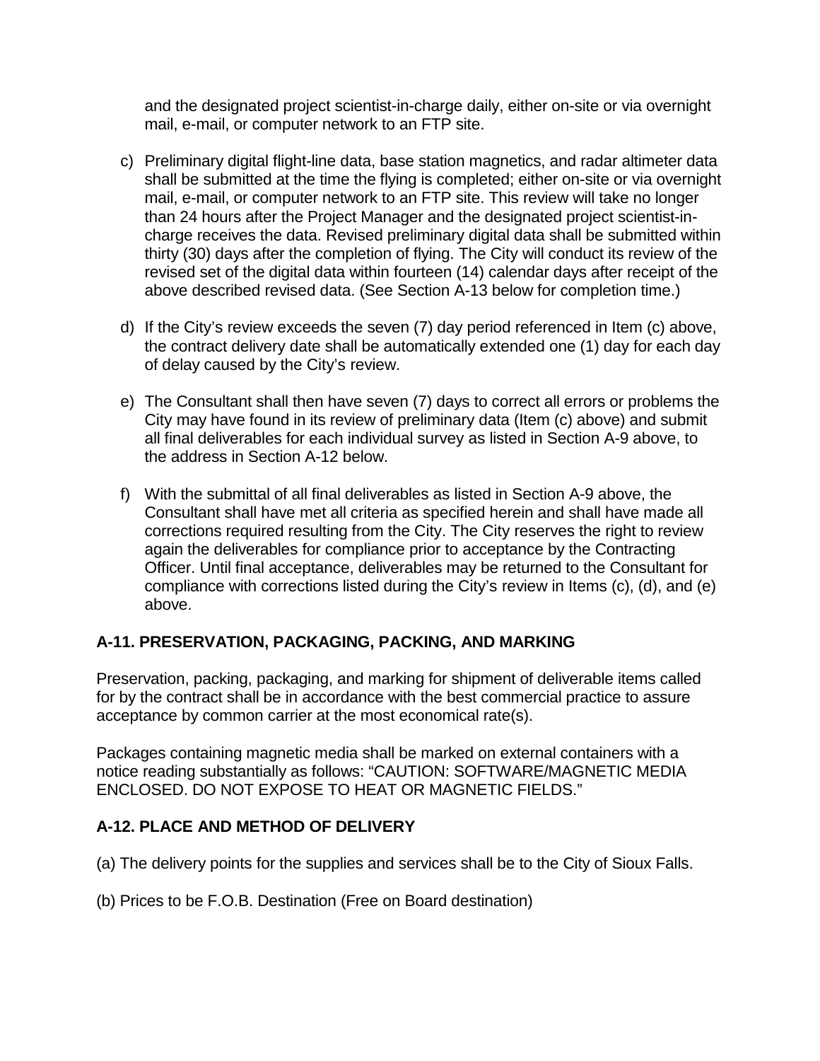and the designated project scientist-in-charge daily, either on-site or via overnight mail, e-mail, or computer network to an FTP site.

c) Preliminary digital flight-line data, base station magnetics, and radar altimeter data shall be submitted at the time the flying is completed; either on-site or via overnight mail, e-mail, or computer network to an FTP site. This review will take no longer than 24 hours after the Project Manager and the designated project scientist-in-charge receives the data. Revised preliminary digital data shall be submitted within thirty (30) days after the completion of flying. The City will conduct its review of the revised set of the digital data within fourteen (14) calendar days after receipt of the above described revised data. (See Section A-13 below for completion time.)

d) If the City's review exceeds the seven (7) day period referenced in Item (c) above, the contract delivery date shall be automatically extended one (1) day for each day of delay caused by the City's review.

e) The Consultant shall then have seven (7) days to correct all errors or problems the City may have found in its review of preliminary data (Item (c) above) and submit all final deliverables for each individual survey as listed in Section A-9 above, to the address in Section A-12 below.

f) With the submittal of all final deliverables as listed in Section A-9 above, the Consultant shall have met all criteria as specified herein and shall have made all corrections required resulting from the City. The City reserves the right to review again the deliverables for compliance prior to acceptance by the Contracting Officer. Until final acceptance, deliverables may be returned to the Consultant for compliance with corrections listed during the City's review in Items (c), (d), and (e) above.

## A-11. PRESERVATION, PACKAGING, PACKING, AND MARKING

Preservation, packing, packaging, and marking for shipment of deliverable items called for by the contract shall be in accordance with the best commercial practice to assure acceptance by common carrier at the most economical rate(s).

Packages containing magnetic media shall be marked on external containers with a notice reading substantially as follows: "CAUTION: SOFTWARE/MAGNETIC MEDIA ENCLOSED. DO NOT EXPOSE TO HEAT OR MAGNETIC FIELDS."

## A-12. PLACE AND METHOD OF DELIVERY

(a) The delivery points for the supplies and services shall be to the City of Sioux Falls.

(b) Prices to be F.O.B. Destination (Free on Board destination)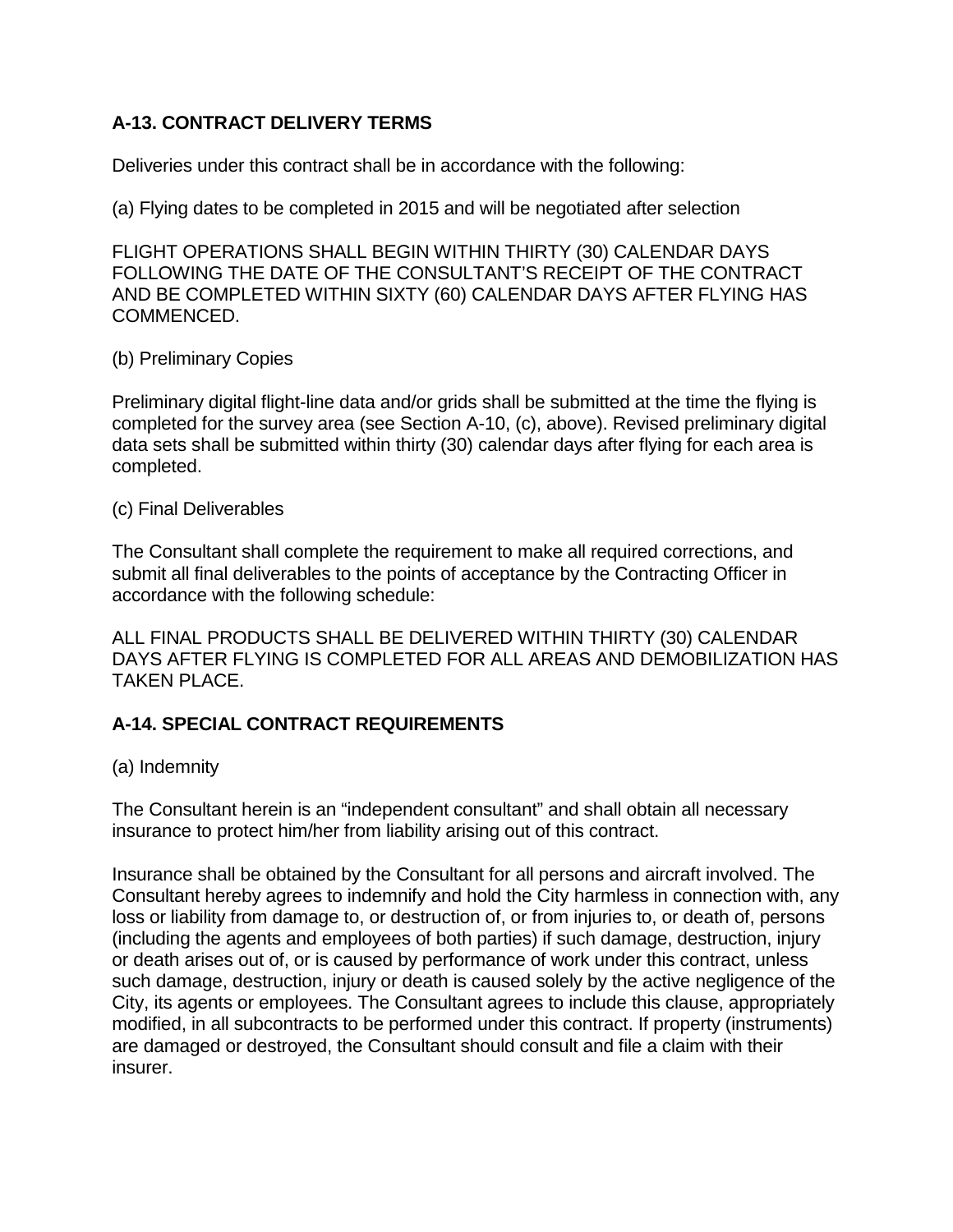### A-13. CONTRACT DELIVERY TERMS

Deliveries under this contract shall be in accordance with the following:

(a) Flying dates to be completed in 2015 and will be negotiated after selection

FLIGHT OPERATIONS SHALL BEGIN WITHIN THIRTY (30) CALENDAR DAYS FOLLOWING THE DATE OF THE CONSULTANT'S RECEIPT OF THE CONTRACT AND BE COMPLETED WITHIN SIXTY (60) CALENDAR DAYS AFTER FLYING HAS COMMENCED.

(b) Preliminary Copies

Preliminary digital flight-line data and/or grids shall be submitted at the time the flying is completed for the survey area (see Section A-10, (c), above). Revised preliminary digital data sets shall be submitted within thirty (30) calendar days after flying for each area is completed.

(c) Final Deliverables

The Consultant shall complete the requirement to make all required corrections, and submit all final deliverables to the points of acceptance by the Contracting Officer in accordance with the following schedule:

ALL FINAL PRODUCTS SHALL BE DELIVERED WITHIN THIRTY (30) CALENDAR DAYS AFTER FLYING IS COMPLETED FOR ALL AREAS AND DEMOBILIZATION HAS TAKEN PLACE.

### A-14. SPECIAL CONTRACT REQUIREMENTS

(a) Indemnity

The Consultant herein is an "independent consultant" and shall obtain all necessary insurance to protect him/her from liability arising out of this contract.

Insurance shall be obtained by the Consultant for all persons and aircraft involved. The Consultant hereby agrees to indemnify and hold the City harmless in connection with, any loss or liability from damage to, or destruction of, or from injuries to, or death of, persons (including the agents and employees of both parties) if such damage, destruction, injury or death arises out of, or is caused by performance of work under this contract, unless such damage, destruction, injury or death is caused solely by the active negligence of the City, its agents or employees. The Consultant agrees to include this clause, appropriately modified, in all subcontracts to be performed under this contract. If property (instruments) are damaged or destroyed, the Consultant should consult and file a claim with their insurer.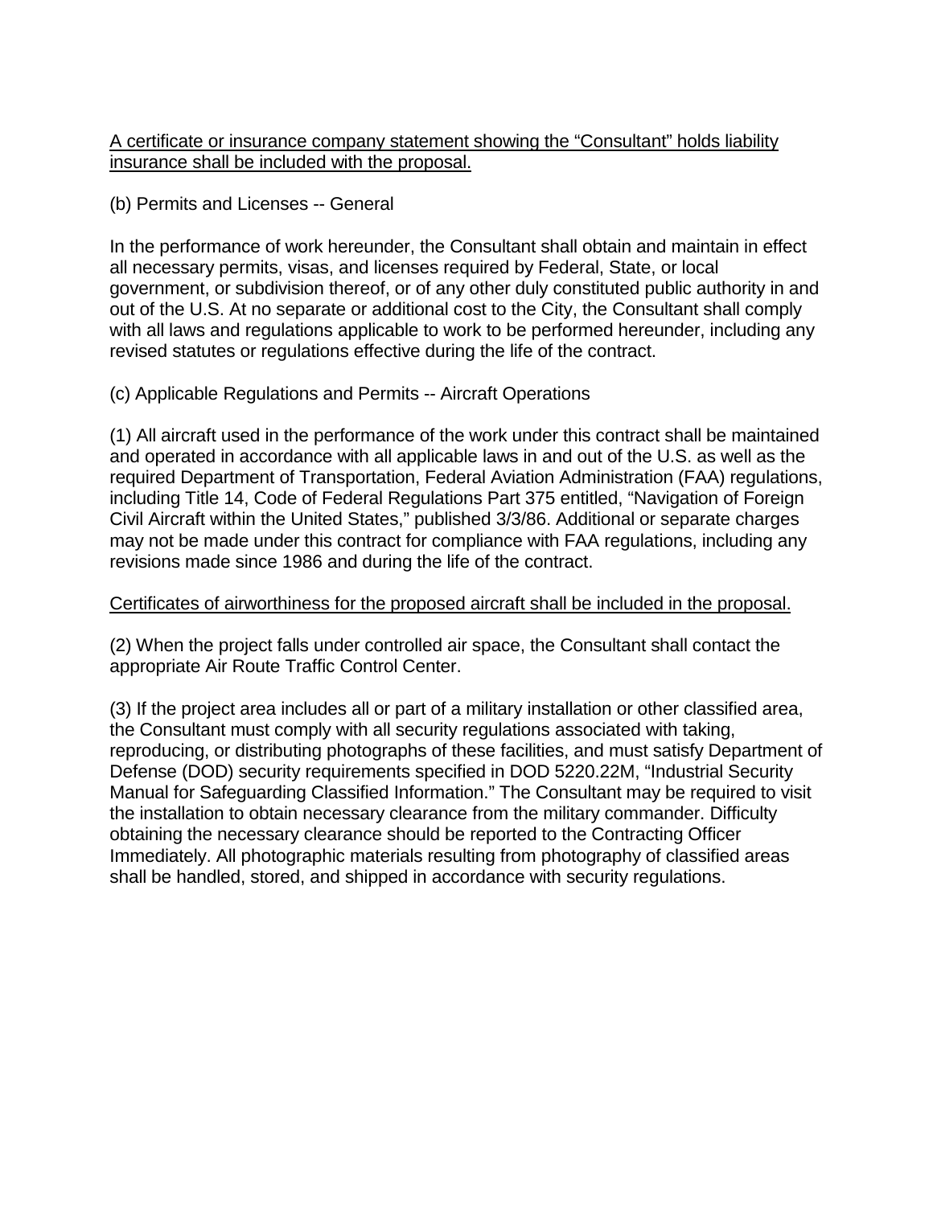<u>A certificate or insurance company statement showing the “Consultant” holds liability insurance shall be included with the proposal.</u>

(b) Permits and Licenses -- General

In the performance of work hereunder, the Consultant shall obtain and maintain in effect all necessary permits, visas, and licenses required by Federal, State, or local government, or subdivision thereof, or of any other duly constituted public authority in and out of the U.S. At no separate or additional cost to the City, the Consultant shall comply with all laws and regulations applicable to work to be performed hereunder, including any revised statutes or regulations effective during the life of the contract.

(c) Applicable Regulations and Permits -- Aircraft Operations

(1) All aircraft used in the performance of the work under this contract shall be maintained and operated in accordance with all applicable laws in and out of the U.S. as well as the required Department of Transportation, Federal Aviation Administration (FAA) regulations, including Title 14, Code of Federal Regulations Part 375 entitled, “Navigation of Foreign Civil Aircraft within the United States,” published 3/3/86. Additional or separate charges may not be made under this contract for compliance with FAA regulations, including any revisions made since 1986 and during the life of the contract.

<u>Certificates of airworthiness for the proposed aircraft shall be included in the proposal.</u>

(2) When the project falls under controlled air space, the Consultant shall contact the appropriate Air Route Traffic Control Center.

(3) If the project area includes all or part of a military installation or other classified area, the Consultant must comply with all security regulations associated with taking, reproducing, or distributing photographs of these facilities, and must satisfy Department of Defense (DOD) security requirements specified in DOD 5220.22M, “Industrial Security Manual for Safeguarding Classified Information.” The Consultant may be required to visit the installation to obtain necessary clearance from the military commander. Difficulty obtaining the necessary clearance should be reported to the Contracting Officer Immediately. All photographic materials resulting from photography of classified areas shall be handled, stored, and shipped in accordance with security regulations.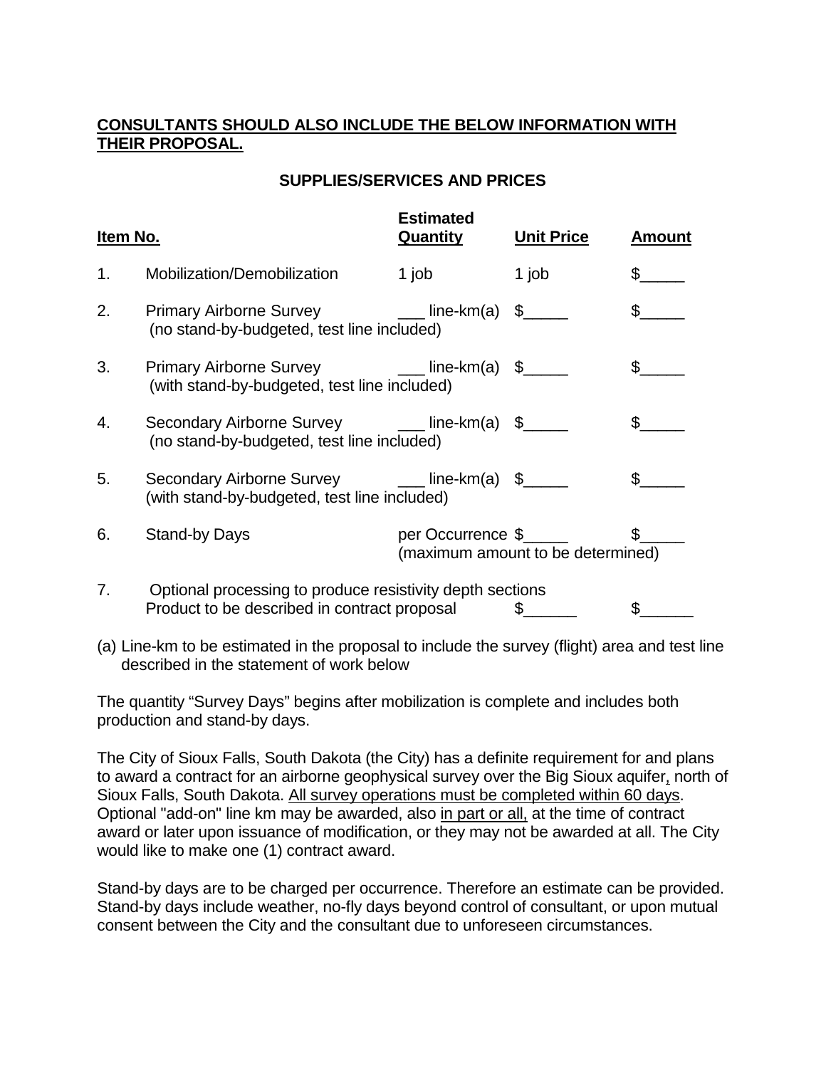**CONSULTANTS SHOULD ALSO INCLUDE THE BELOW INFORMATION WITH THEIR PROPOSAL.**

**SUPPLIES/SERVICES AND PRICES**

| Item No. | | Estimated Quantity | Unit Price | Amount |
|---|---|---|---|---|
| 1. | Mobilization/Demobilization | 1 job | 1 job | $_____ |
| 2. | Primary Airborne Survey (no stand-by-budgeted, test line included) | ___ line-km(a) | $_____ | $_____ |
| 3. | Primary Airborne Survey (with stand-by-budgeted, test line included) | ___ line-km(a) | $_____ | $_____ |
| 4. | Secondary Airborne Survey (no stand-by-budgeted, test line included) | ___ line-km(a) | $_____ | $_____ |
| 5. | Secondary Airborne Survey (with stand-by-budgeted, test line included) | ___ line-km(a) | $_____ | $_____ |
| 6. | Stand-by Days | per Occurrence (maximum amount to be determined) | $_____ | $_____ |
| 7. | Optional processing to produce resistivity depth sections Product to be described in contract proposal | | $______ | $______ |

(a) Line-km to be estimated in the proposal to include the survey (flight) area and test line described in the statement of work below

The quantity "Survey Days" begins after mobilization is complete and includes both production and stand-by days.

The City of Sioux Falls, South Dakota (the City) has a definite requirement for and plans to award a contract for an airborne geophysical survey over the Big Sioux aquifer, north of Sioux Falls, South Dakota. All survey operations must be completed within 60 days. Optional "add-on" line km may be awarded, also in part or all, at the time of contract award or later upon issuance of modification, or they may not be awarded at all. The City would like to make one (1) contract award.

Stand-by days are to be charged per occurrence. Therefore an estimate can be provided. Stand-by days include weather, no-fly days beyond control of consultant, or upon mutual consent between the City and the consultant due to unforeseen circumstances.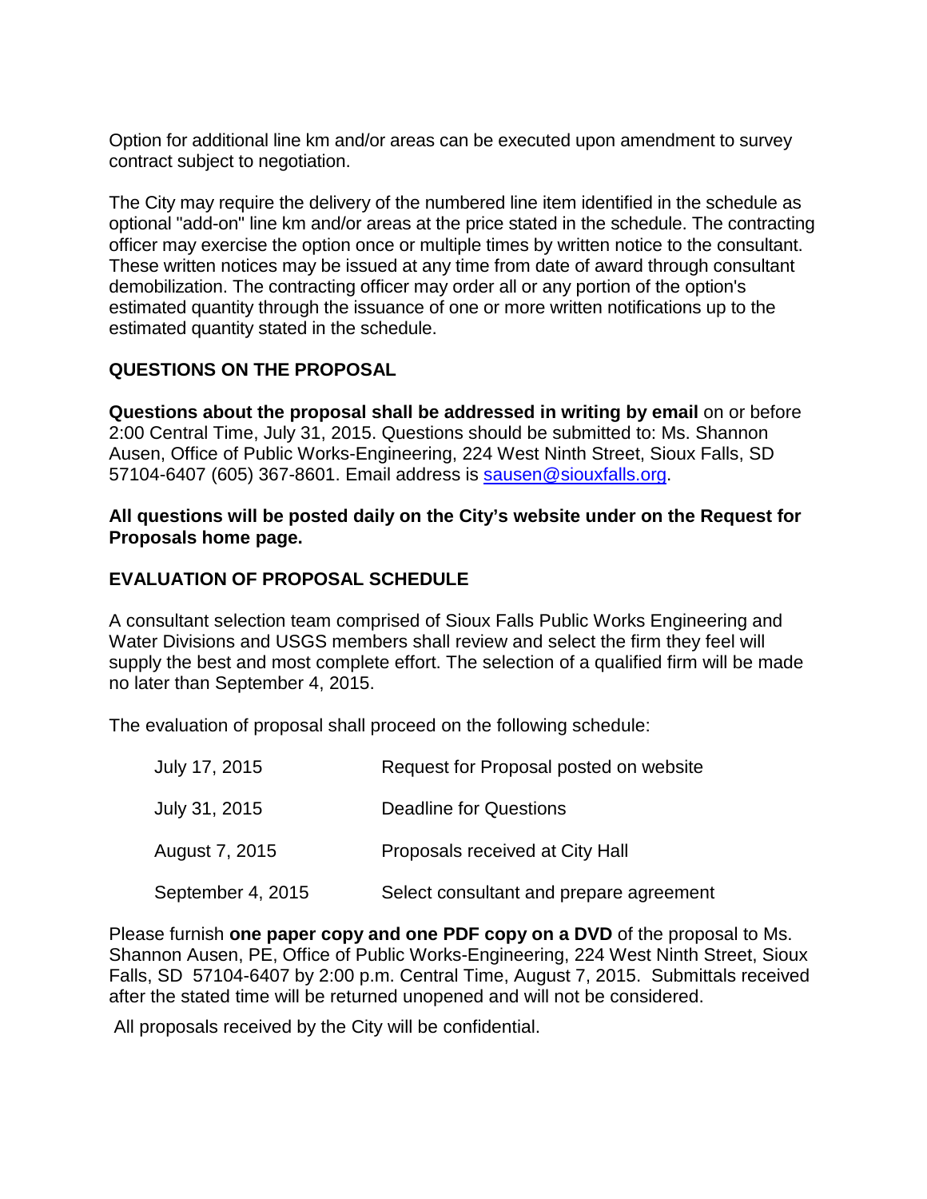Option for additional line km and/or areas can be executed upon amendment to survey contract subject to negotiation.

The City may require the delivery of the numbered line item identified in the schedule as optional "add-on" line km and/or areas at the price stated in the schedule. The contracting officer may exercise the option once or multiple times by written notice to the consultant. These written notices may be issued at any time from date of award through consultant demobilization. The contracting officer may order all or any portion of the option's estimated quantity through the issuance of one or more written notifications up to the estimated quantity stated in the schedule.

## QUESTIONS ON THE PROPOSAL

**Questions about the proposal shall be addressed in writing by email** on or before 2:00 Central Time, July 31, 2015. Questions should be submitted to: Ms. Shannon Ausen, Office of Public Works-Engineering, 224 West Ninth Street, Sioux Falls, SD 57104-6407 (605) 367-8601. Email address is sausen@siouxfalls.org.

**All questions will be posted daily on the City's website under on the Request for Proposals home page.**

## EVALUATION OF PROPOSAL SCHEDULE

A consultant selection team comprised of Sioux Falls Public Works Engineering and Water Divisions and USGS members shall review and select the firm they feel will supply the best and most complete effort. The selection of a qualified firm will be made no later than September 4, 2015.

The evaluation of proposal shall proceed on the following schedule:

| | |
|---|---|
| July 17, 2015 | Request for Proposal posted on website |
| July 31, 2015 | Deadline for Questions |
| August 7, 2015 | Proposals received at City Hall |
| September 4, 2015 | Select consultant and prepare agreement |

Please furnish **one paper copy and one PDF copy on a DVD** of the proposal to Ms. Shannon Ausen, PE, Office of Public Works-Engineering, 224 West Ninth Street, Sioux Falls, SD 57104-6407 by 2:00 p.m. Central Time, August 7, 2015. Submittals received after the stated time will be returned unopened and will not be considered.

All proposals received by the City will be confidential.